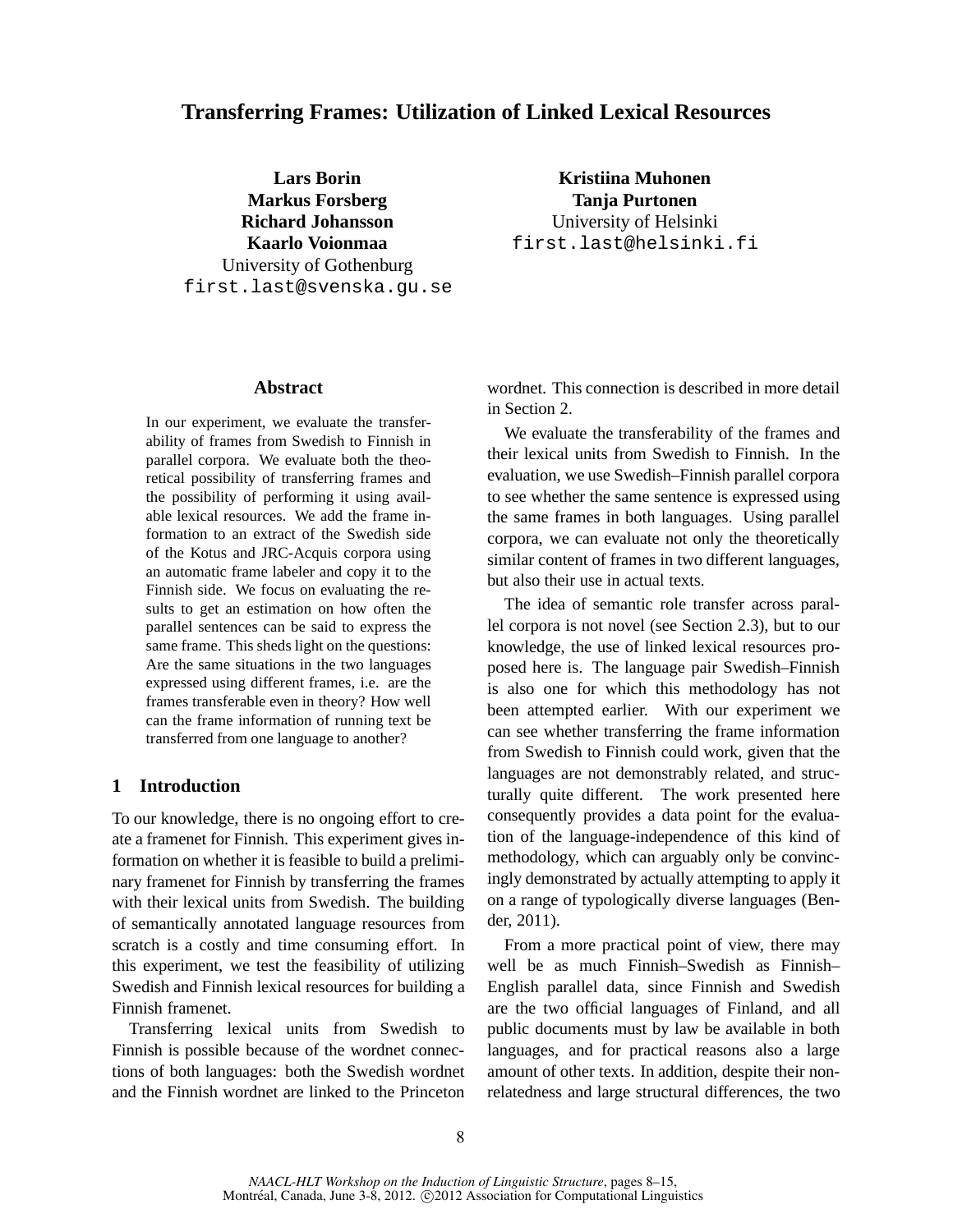# Transferring Frames: Utilization of Linked Lexical Resources

**Lars Borin**
**Markus Forsberg**
**Richard Johansson**
**Kaarlo Voionmaa**
University of Gothenburg
first.last@svenska.gu.se

**Kristiina Muhonen**
**Tanja Purtonen**
University of Helsinki
first.last@helsinki.fi

## Abstract

In our experiment, we evaluate the transferability of frames from Swedish to Finnish in parallel corpora. We evaluate both the theoretical possibility of transferring frames and the possibility of performing it using available lexical resources. We add the frame information to an extract of the Swedish side of the Kotus and JRC-Acquis corpora using an automatic frame labeler and copy it to the Finnish side. We focus on evaluating the results to get an estimation on how often the parallel sentences can be said to express the same frame. This sheds light on the questions: Are the same situations in the two languages expressed using different frames, i.e. are the frames transferable even in theory? How well can the frame information of running text be transferred from one language to another?

## 1 Introduction

To our knowledge, there is no ongoing effort to create a framenet for Finnish. This experiment gives information on whether it is feasible to build a preliminary framenet for Finnish by transferring the frames with their lexical units from Swedish. The building of semantically annotated language resources from scratch is a costly and time consuming effort. In this experiment, we test the feasibility of utilizing Swedish and Finnish lexical resources for building a Finnish framenet.

Transferring lexical units from Swedish to Finnish is possible because of the wordnet connections of both languages: both the Swedish wordnet and the Finnish wordnet are linked to the Princeton wordnet. This connection is described in more detail in Section 2.

We evaluate the transferability of the frames and their lexical units from Swedish to Finnish. In the evaluation, we use Swedish–Finnish parallel corpora to see whether the same sentence is expressed using the same frames in both languages. Using parallel corpora, we can evaluate not only the theoretically similar content of frames in two different languages, but also their use in actual texts.

The idea of semantic role transfer across parallel corpora is not novel (see Section 2.3), but to our knowledge, the use of linked lexical resources proposed here is. The language pair Swedish–Finnish is also one for which this methodology has not been attempted earlier. With our experiment we can see whether transferring the frame information from Swedish to Finnish could work, given that the languages are not demonstrably related, and structurally quite different. The work presented here consequently provides a data point for the evaluation of the language-independence of this kind of methodology, which can arguably only be convincingly demonstrated by actually attempting to apply it on a range of typologically diverse languages (Bender, 2011).

From a more practical point of view, there may well be as much Finnish–Swedish as Finnish–English parallel data, since Finnish and Swedish are the two official languages of Finland, and all public documents must by law be available in both languages, and for practical reasons also a large amount of other texts. In addition, despite their non-relatedness and large structural differences, the two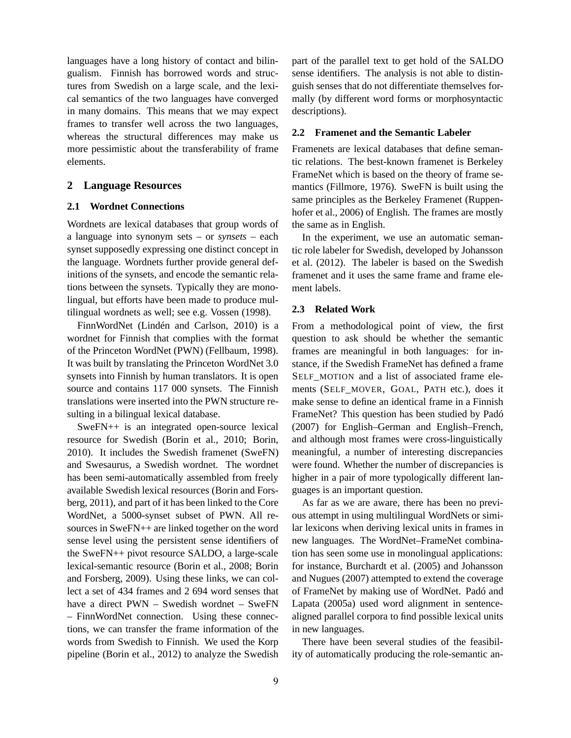languages have a long history of contact and bilingualism. Finnish has borrowed words and structures from Swedish on a large scale, and the lexical semantics of the two languages have converged in many domains. This means that we may expect frames to transfer well across the two languages, whereas the structural differences may make us more pessimistic about the transferability of frame elements.

## 2 Language Resources

### 2.1 Wordnet Connections

Wordnets are lexical databases that group words of a language into synonym sets – or *synsets* – each synset supposedly expressing one distinct concept in the language. Wordnets further provide general definitions of the synsets, and encode the semantic relations between the synsets. Typically they are monolingual, but efforts have been made to produce multilingual wordnets as well; see e.g. Vossen (1998).

FinnWordNet (Lindén and Carlson, 2010) is a wordnet for Finnish that complies with the format of the Princeton WordNet (PWN) (Fellbaum, 1998). It was built by translating the Princeton WordNet 3.0 synsets into Finnish by human translators. It is open source and contains 117 000 synsets. The Finnish translations were inserted into the PWN structure resulting in a bilingual lexical database.

SweFN++ is an integrated open-source lexical resource for Swedish (Borin et al., 2010; Borin, 2010). It includes the Swedish framenet (SweFN) and Swesaurus, a Swedish wordnet. The wordnet has been semi-automatically assembled from freely available Swedish lexical resources (Borin and Forsberg, 2011), and part of it has been linked to the Core WordNet, a 5000-synset subset of PWN. All resources in SweFN++ are linked together on the word sense level using the persistent sense identifiers of the SweFN++ pivot resource SALDO, a large-scale lexical-semantic resource (Borin et al., 2008; Borin and Forsberg, 2009). Using these links, we can collect a set of 434 frames and 2 694 word senses that have a direct PWN – Swedish wordnet – SweFN – FinnWordNet connection. Using these connections, we can transfer the frame information of the words from Swedish to Finnish. We used the Korp pipeline (Borin et al., 2012) to analyze the Swedish part of the parallel text to get hold of the SALDO sense identifiers. The analysis is not able to distinguish senses that do not differentiate themselves formally (by different word forms or morphosyntactic descriptions).

### 2.2 Framenet and the Semantic Labeler

Framenets are lexical databases that define semantic relations. The best-known framenet is Berkeley FrameNet which is based on the theory of frame semantics (Fillmore, 1976). SweFN is built using the same principles as the Berkeley Framenet (Ruppenhofer et al., 2006) of English. The frames are mostly the same as in English.

In the experiment, we use an automatic semantic role labeler for Swedish, developed by Johansson et al. (2012). The labeler is based on the Swedish framenet and it uses the same frame and frame element labels.

### 2.3 Related Work

From a methodological point of view, the first question to ask should be whether the semantic frames are meaningful in both languages: for instance, if the Swedish FrameNet has defined a frame SELF_MOTION and a list of associated frame elements (SELF_MOVER, GOAL, PATH etc.), does it make sense to define an identical frame in a Finnish FrameNet? This question has been studied by Padó (2007) for English–German and English–French, and although most frames were cross-linguistically meaningful, a number of interesting discrepancies were found. Whether the number of discrepancies is higher in a pair of more typologically different languages is an important question.

As far as we are aware, there has been no previous attempt in using multilingual WordNets or similar lexicons when deriving lexical units in frames in new languages. The WordNet–FrameNet combination has seen some use in monolingual applications: for instance, Burchardt et al. (2005) and Johansson and Nugues (2007) attempted to extend the coverage of FrameNet by making use of WordNet. Padó and Lapata (2005a) used word alignment in sentence-aligned parallel corpora to find possible lexical units in new languages.

There have been several studies of the feasibility of automatically producing the role-semantic an-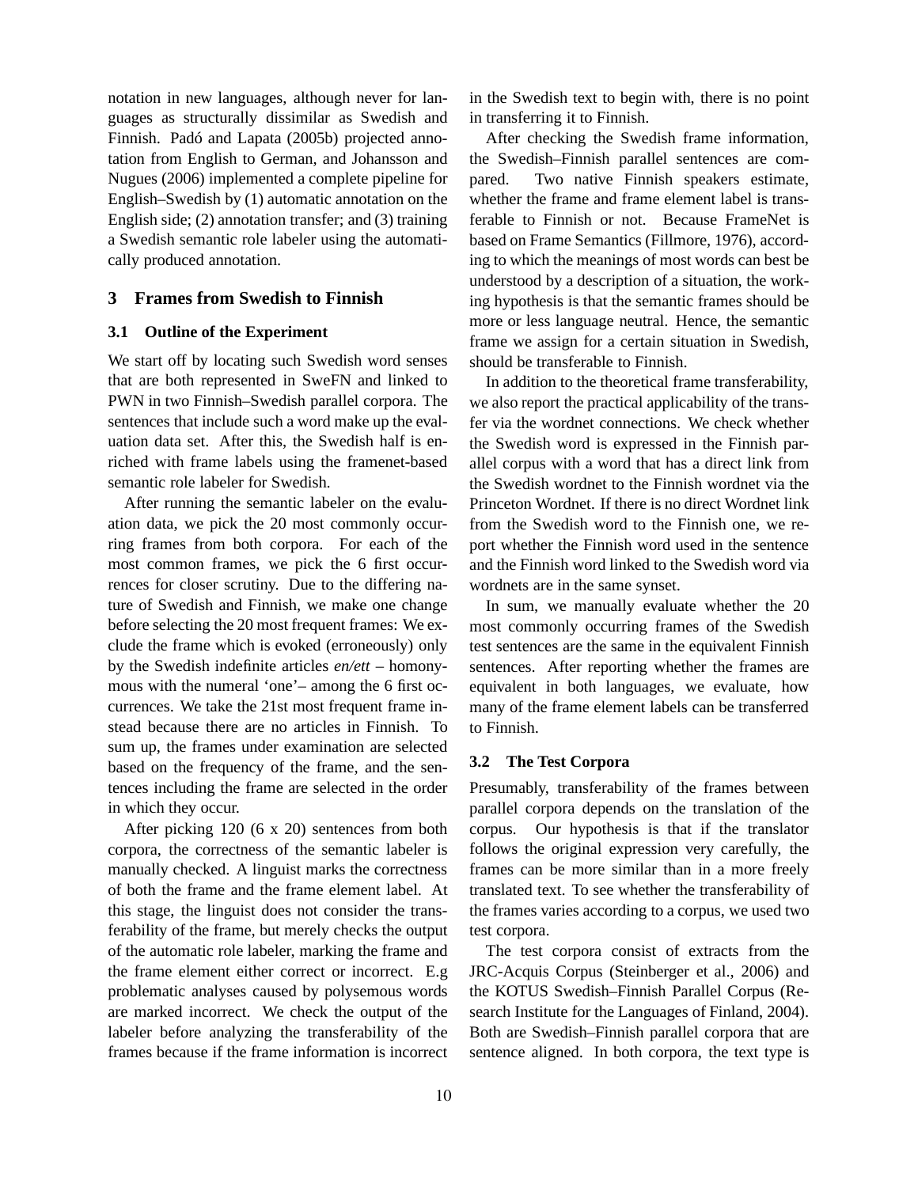notation in new languages, although never for languages as structurally dissimilar as Swedish and Finnish. Padó and Lapata (2005b) projected annotation from English to German, and Johansson and Nugues (2006) implemented a complete pipeline for English–Swedish by (1) automatic annotation on the English side; (2) annotation transfer; and (3) training a Swedish semantic role labeler using the automatically produced annotation.

## 3 Frames from Swedish to Finnish

### 3.1 Outline of the Experiment

We start off by locating such Swedish word senses that are both represented in SweFN and linked to PWN in two Finnish–Swedish parallel corpora. The sentences that include such a word make up the evaluation data set. After this, the Swedish half is enriched with frame labels using the framenet-based semantic role labeler for Swedish.

After running the semantic labeler on the evaluation data, we pick the 20 most commonly occurring frames from both corpora. For each of the most common frames, we pick the 6 first occurrences for closer scrutiny. Due to the differing nature of Swedish and Finnish, we make one change before selecting the 20 most frequent frames: We exclude the frame which is evoked (erroneously) only by the Swedish indefinite articles *en/ett* – homonymous with the numeral 'one'– among the 6 first occurrences. We take the 21st most frequent frame instead because there are no articles in Finnish. To sum up, the frames under examination are selected based on the frequency of the frame, and the sentences including the frame are selected in the order in which they occur.

After picking 120 (6 x 20) sentences from both corpora, the correctness of the semantic labeler is manually checked. A linguist marks the correctness of both the frame and the frame element label. At this stage, the linguist does not consider the transferability of the frame, but merely checks the output of the automatic role labeler, marking the frame and the frame element either correct or incorrect. E.g problematic analyses caused by polysemous words are marked incorrect. We check the output of the labeler before analyzing the transferability of the frames because if the frame information is incorrect in the Swedish text to begin with, there is no point in transferring it to Finnish.

After checking the Swedish frame information, the Swedish–Finnish parallel sentences are compared. Two native Finnish speakers estimate, whether the frame and frame element label is transferable to Finnish or not. Because FrameNet is based on Frame Semantics (Fillmore, 1976), according to which the meanings of most words can best be understood by a description of a situation, the working hypothesis is that the semantic frames should be more or less language neutral. Hence, the semantic frame we assign for a certain situation in Swedish, should be transferable to Finnish.

In addition to the theoretical frame transferability, we also report the practical applicability of the transfer via the wordnet connections. We check whether the Swedish word is expressed in the Finnish parallel corpus with a word that has a direct link from the Swedish wordnet to the Finnish wordnet via the Princeton Wordnet. If there is no direct Wordnet link from the Swedish word to the Finnish one, we report whether the Finnish word used in the sentence and the Finnish word linked to the Swedish word via wordnets are in the same synset.

In sum, we manually evaluate whether the 20 most commonly occurring frames of the Swedish test sentences are the same in the equivalent Finnish sentences. After reporting whether the frames are equivalent in both languages, we evaluate, how many of the frame element labels can be transferred to Finnish.

### 3.2 The Test Corpora

Presumably, transferability of the frames between parallel corpora depends on the translation of the corpus. Our hypothesis is that if the translator follows the original expression very carefully, the frames can be more similar than in a more freely translated text. To see whether the transferability of the frames varies according to a corpus, we used two test corpora.

The test corpora consist of extracts from the JRC-Acquis Corpus (Steinberger et al., 2006) and the KOTUS Swedish–Finnish Parallel Corpus (Research Institute for the Languages of Finland, 2004). Both are Swedish–Finnish parallel corpora that are sentence aligned. In both corpora, the text type is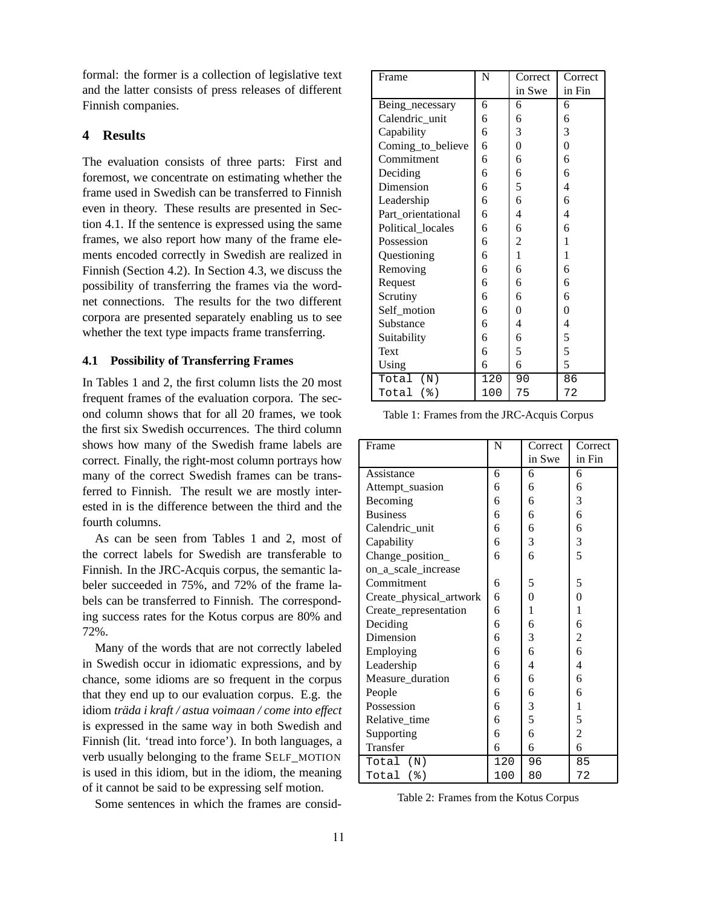formal: the former is a collection of legislative text and the latter consists of press releases of different Finnish companies.

## 4 Results

The evaluation consists of three parts: First and foremost, we concentrate on estimating whether the frame used in Swedish can be transferred to Finnish even in theory. These results are presented in Section 4.1. If the sentence is expressed using the same frames, we also report how many of the frame elements encoded correctly in Swedish are realized in Finnish (Section 4.2). In Section 4.3, we discuss the possibility of transferring the frames via the wordnet connections. The results for the two different corpora are presented separately enabling us to see whether the text type impacts frame transferring.

### 4.1 Possibility of Transferring Frames

In Tables 1 and 2, the first column lists the 20 most frequent frames of the evaluation corpora. The second column shows that for all 20 frames, we took the first six Swedish occurrences. The third column shows how many of the Swedish frame labels are correct. Finally, the right-most column portrays how many of the correct Swedish frames can be transferred to Finnish. The result we are mostly interested in is the difference between the third and the fourth columns.

As can be seen from Tables 1 and 2, most of the correct labels for Swedish are transferable to Finnish. In the JRC-Acquis corpus, the semantic labeler succeeded in 75%, and 72% of the frame labels can be transferred to Finnish. The corresponding success rates for the Kotus corpus are 80% and 72%.

Many of the words that are not correctly labeled in Swedish occur in idiomatic expressions, and by chance, some idioms are so frequent in the corpus that they end up to our evaluation corpus. E.g. the idiom *träda i kraft / astua voimaan / come into effect* is expressed in the same way in both Swedish and Finnish (lit. 'tread into force'). In both languages, a verb usually belonging to the frame SELF_MOTION is used in this idiom, but in the idiom, the meaning of it cannot be said to be expressing self motion.

Some sentences in which the frames are consid-

| Frame | N | Correct in Swe | Correct in Fin |
|---|---|---|---|
| Being_necessary | 6 | 6 | 6 |
| Calendric_unit | 6 | 6 | 6 |
| Capability | 6 | 3 | 3 |
| Coming_to_believe | 6 | 0 | 0 |
| Commitment | 6 | 6 | 6 |
| Deciding | 6 | 6 | 6 |
| Dimension | 6 | 5 | 4 |
| Leadership | 6 | 6 | 6 |
| Part_orientational | 6 | 4 | 4 |
| Political_locales | 6 | 6 | 6 |
| Possession | 6 | 2 | 1 |
| Questioning | 6 | 1 | 1 |
| Removing | 6 | 6 | 6 |
| Request | 6 | 6 | 6 |
| Scrutiny | 6 | 6 | 6 |
| Self_motion | 6 | 0 | 0 |
| Substance | 6 | 4 | 4 |
| Suitability | 6 | 6 | 5 |
| Text | 6 | 5 | 5 |
| Using | 6 | 6 | 5 |
| Total (N) | 120 | 90 | 86 |
| Total (%) | 100 | 75 | 72 |

Table 1: Frames from the JRC-Acquis Corpus

| Frame | N | Correct in Swe | Correct in Fin |
|---|---|---|---|
| Assistance | 6 | 6 | 6 |
| Attempt_suasion | 6 | 6 | 6 |
| Becoming | 6 | 6 | 3 |
| Business | 6 | 6 | 6 |
| Calendric_unit | 6 | 6 | 6 |
| Capability | 6 | 3 | 3 |
| Change_position_on_a_scale_increase | 6 | 6 | 5 |
| Commitment | 6 | 5 | 5 |
| Create_physical_artwork | 6 | 0 | 0 |
| Create_representation | 6 | 1 | 1 |
| Deciding | 6 | 6 | 6 |
| Dimension | 6 | 3 | 2 |
| Employing | 6 | 6 | 6 |
| Leadership | 6 | 4 | 4 |
| Measure_duration | 6 | 6 | 6 |
| People | 6 | 6 | 6 |
| Possession | 6 | 3 | 1 |
| Relative_time | 6 | 5 | 5 |
| Supporting | 6 | 6 | 2 |
| Transfer | 6 | 6 | 6 |
| Total (N) | 120 | 96 | 85 |
| Total (%) | 100 | 80 | 72 |

Table 2: Frames from the Kotus Corpus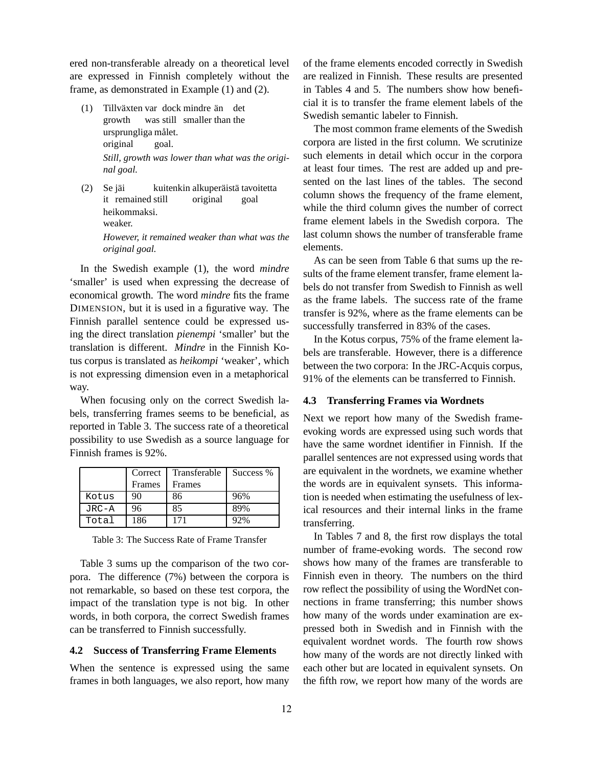ered non-transferable already on a theoretical level are expressed in Finnish completely without the frame, as demonstrated in Example (1) and (2).

(1) Tillväxten var dock mindre än det
growth was still smaller than the
ursprungliga målet.
original goal.
*Still, growth was lower than what was the original goal.*

(2) Se jäi kuitenkin alkuperäistä tavoitetta
it remained still original goal
heikommaksi.
weaker.
*However, it remained weaker than what was the original goal.*

In the Swedish example (1), the word *mindre* 'smaller' is used when expressing the decrease of economical growth. The word *mindre* fits the frame DIMENSION, but it is used in a figurative way. The Finnish parallel sentence could be expressed using the direct translation *pienempi* 'smaller' but the translation is different. *Mindre* in the Finnish Kotus corpus is translated as *heikompi* 'weaker', which is not expressing dimension even in a metaphorical way.

When focusing only on the correct Swedish labels, transferring frames seems to be beneficial, as reported in Table 3. The success rate of a theoretical possibility to use Swedish as a source language for Finnish frames is 92%.

| | Correct Frames | Transferable Frames | Success % |
|---|---|---|---|
| Kotus | 90 | 86 | 96% |
| JRC-A | 96 | 85 | 89% |
| Total | 186 | 171 | 92% |

Table 3: The Success Rate of Frame Transfer

Table 3 sums up the comparison of the two corpora. The difference (7%) between the corpora is not remarkable, so based on these test corpora, the impact of the translation type is not big. In other words, in both corpora, the correct Swedish frames can be transferred to Finnish successfully.

### 4.2 Success of Transferring Frame Elements

When the sentence is expressed using the same frames in both languages, we also report, how many of the frame elements encoded correctly in Swedish are realized in Finnish. These results are presented in Tables 4 and 5. The numbers show how beneficial it is to transfer the frame element labels of the Swedish semantic labeler to Finnish.

The most common frame elements of the Swedish corpora are listed in the first column. We scrutinize such elements in detail which occur in the corpora at least four times. The rest are added up and presented on the last lines of the tables. The second column shows the frequency of the frame element, while the third column gives the number of correct frame element labels in the Swedish corpora. The last column shows the number of transferable frame elements.

As can be seen from Table 6 that sums up the results of the frame element transfer, frame element labels do not transfer from Swedish to Finnish as well as the frame labels. The success rate of the frame transfer is 92%, where as the frame elements can be successfully transferred in 83% of the cases.

In the Kotus corpus, 75% of the frame element labels are transferable. However, there is a difference between the two corpora: In the JRC-Acquis corpus, 91% of the elements can be transferred to Finnish.

### 4.3 Transferring Frames via Wordnets

Next we report how many of the Swedish frame-evoking words are expressed using such words that have the same wordnet identifier in Finnish. If the parallel sentences are not expressed using words that are equivalent in the wordnets, we examine whether the words are in equivalent synsets. This information is needed when estimating the usefulness of lexical resources and their internal links in the frame transferring.

In Tables 7 and 8, the first row displays the total number of frame-evoking words. The second row shows how many of the frames are transferable to Finnish even in theory. The numbers on the third row reflect the possibility of using the WordNet connections in frame transferring; this number shows how many of the words under examination are expressed both in Swedish and in Finnish with the equivalent wordnet words. The fourth row shows how many of the words are not directly linked with each other but are located in equivalent synsets. On the fifth row, we report how many of the words are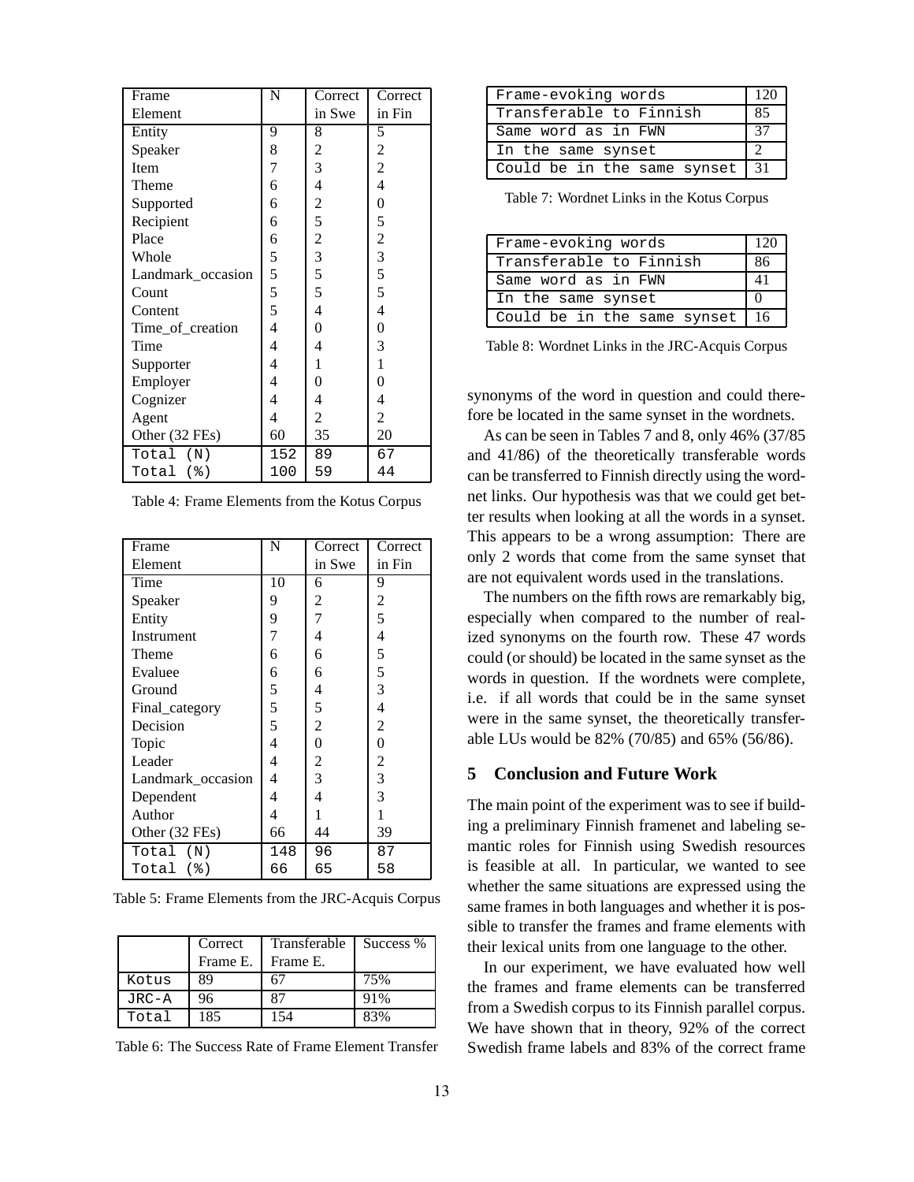| Frame Element | N | Correct in Swe | Correct in Fin |
|---|---|---|---|
| Entity | 9 | 8 | 5 |
| Speaker | 8 | 2 | 2 |
| Item | 7 | 3 | 2 |
| Theme | 6 | 4 | 4 |
| Supported | 6 | 2 | 0 |
| Recipient | 6 | 5 | 5 |
| Place | 6 | 2 | 2 |
| Whole | 5 | 3 | 3 |
| Landmark_occasion | 5 | 5 | 5 |
| Count | 5 | 5 | 5 |
| Content | 5 | 4 | 4 |
| Time_of_creation | 4 | 0 | 0 |
| Time | 4 | 4 | 3 |
| Supporter | 4 | 1 | 1 |
| Employer | 4 | 0 | 0 |
| Cognizer | 4 | 4 | 4 |
| Agent | 4 | 2 | 2 |
| Other (32 FEs) | 60 | 35 | 20 |
| Total (N) | 152 | 89 | 67 |
| Total (%) | 100 | 59 | 44 |

Table 4: Frame Elements from the Kotus Corpus

| Frame Element | N | Correct in Swe | Correct in Fin |
|---|---|---|---|
| Time | 10 | 6 | 9 |
| Speaker | 9 | 2 | 2 |
| Entity | 9 | 7 | 5 |
| Instrument | 7 | 4 | 4 |
| Theme | 6 | 6 | 5 |
| Evaluee | 6 | 6 | 5 |
| Ground | 5 | 4 | 3 |
| Final_category | 5 | 5 | 4 |
| Decision | 5 | 2 | 2 |
| Topic | 4 | 0 | 0 |
| Leader | 4 | 2 | 2 |
| Landmark_occasion | 4 | 3 | 3 |
| Dependent | 4 | 4 | 3 |
| Author | 4 | 1 | 1 |
| Other (32 FEs) | 66 | 44 | 39 |
| Total (N) | 148 | 96 | 87 |
| Total (%) | 66 | 65 | 58 |

Table 5: Frame Elements from the JRC-Acquis Corpus

| | Correct Frame E. | Transferable Frame E. | Success % |
|---|---|---|---|
| Kotus | 89 | 67 | 75% |
| JRC-A | 96 | 87 | 91% |
| Total | 185 | 154 | 83% |

Table 6: The Success Rate of Frame Element Transfer

| | |
|---|---|
| Frame-evoking words | 120 |
| Transferable to Finnish | 85 |
| Same word as in FWN | 37 |
| In the same synset | 2 |
| Could be in the same synset | 31 |

Table 7: Wordnet Links in the Kotus Corpus

| | |
|---|---|
| Frame-evoking words | 120 |
| Transferable to Finnish | 86 |
| Same word as in FWN | 41 |
| In the same synset | 0 |
| Could be in the same synset | 16 |

Table 8: Wordnet Links in the JRC-Acquis Corpus

synonyms of the word in question and could therefore be located in the same synset in the wordnets.

As can be seen in Tables 7 and 8, only 46% (37/85 and 41/86) of the theoretically transferable words can be transferred to Finnish directly using the wordnet links. Our hypothesis was that we could get better results when looking at all the words in a synset. This appears to be a wrong assumption: There are only 2 words that come from the same synset that are not equivalent words used in the translations.

The numbers on the fifth rows are remarkably big, especially when compared to the number of realized synonyms on the fourth row. These 47 words could (or should) be located in the same synset as the words in question. If the wordnets were complete, i.e. if all words that could be in the same synset were in the same synset, the theoretically transferable LUs would be 82% (70/85) and 65% (56/86).

## 5 Conclusion and Future Work

The main point of the experiment was to see if building a preliminary Finnish framenet and labeling semantic roles for Finnish using Swedish resources is feasible at all. In particular, we wanted to see whether the same situations are expressed using the same frames in both languages and whether it is possible to transfer the frames and frame elements with their lexical units from one language to the other.

In our experiment, we have evaluated how well the frames and frame elements can be transferred from a Swedish corpus to its Finnish parallel corpus. We have shown that in theory, 92% of the correct Swedish frame labels and 83% of the correct frame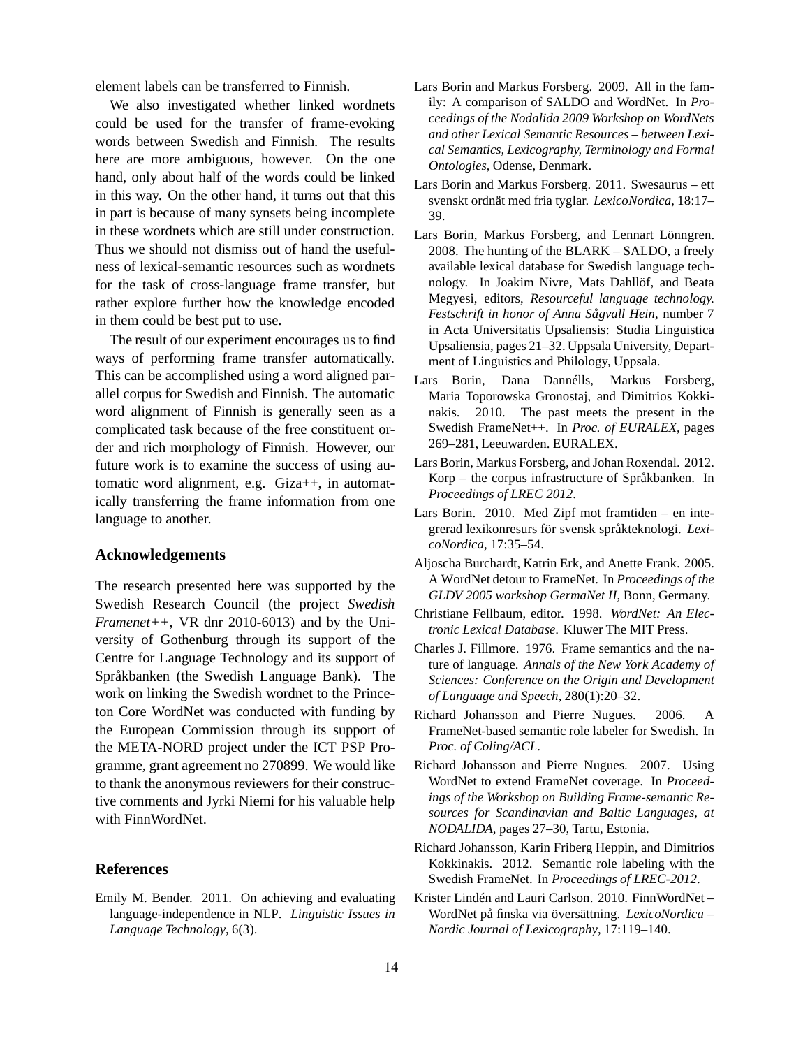element labels can be transferred to Finnish.

We also investigated whether linked wordnets could be used for the transfer of frame-evoking words between Swedish and Finnish. The results here are more ambiguous, however. On the one hand, only about half of the words could be linked in this way. On the other hand, it turns out that this in part is because of many synsets being incomplete in these wordnets which are still under construction. Thus we should not dismiss out of hand the usefulness of lexical-semantic resources such as wordnets for the task of cross-language frame transfer, but rather explore further how the knowledge encoded in them could be best put to use.

The result of our experiment encourages us to find ways of performing frame transfer automatically. This can be accomplished using a word aligned parallel corpus for Swedish and Finnish. The automatic word alignment of Finnish is generally seen as a complicated task because of the free constituent order and rich morphology of Finnish. However, our future work is to examine the success of using automatic word alignment, e.g. Giza++, in automatically transferring the frame information from one language to another.

## Acknowledgements

The research presented here was supported by the Swedish Research Council (the project *Swedish Framenet++*, VR dnr 2010-6013) and by the University of Gothenburg through its support of the Centre for Language Technology and its support of Språkbanken (the Swedish Language Bank). The work on linking the Swedish wordnet to the Princeton Core WordNet was conducted with funding by the European Commission through its support of the META-NORD project under the ICT PSP Programme, grant agreement no 270899. We would like to thank the anonymous reviewers for their constructive comments and Jyrki Niemi for his valuable help with FinnWordNet.

## References

Emily M. Bender. 2011. On achieving and evaluating language-independence in NLP. *Linguistic Issues in Language Technology*, 6(3).

Lars Borin and Markus Forsberg. 2009. All in the family: A comparison of SALDO and WordNet. In *Proceedings of the Nodalida 2009 Workshop on WordNets and other Lexical Semantic Resources – between Lexical Semantics, Lexicography, Terminology and Formal Ontologies*, Odense, Denmark.

Lars Borin and Markus Forsberg. 2011. Swesaurus – ett svenskt ordnät med fria tyglar. *LexicoNordica*, 18:17–39.

Lars Borin, Markus Forsberg, and Lennart Lönngren. 2008. The hunting of the BLARK – SALDO, a freely available lexical database for Swedish language technology. In Joakim Nivre, Mats Dahllöf, and Beata Megyesi, editors, *Resourceful language technology. Festschrift in honor of Anna Sågvall Hein*, number 7 in Acta Universitatis Upsaliensis: Studia Linguistica Upsaliensia, pages 21–32. Uppsala University, Department of Linguistics and Philology, Uppsala.

Lars Borin, Dana Dannélls, Markus Forsberg, Maria Toporowska Gronostaj, and Dimitrios Kokkinakis. 2010. The past meets the present in the Swedish FrameNet++. In *Proc. of EURALEX*, pages 269–281, Leeuwarden. EURALEX.

Lars Borin, Markus Forsberg, and Johan Roxendal. 2012. Korp – the corpus infrastructure of Språkbanken. In *Proceedings of LREC 2012*.

Lars Borin. 2010. Med Zipf mot framtiden – en integrerad lexikonresurs för svensk språkteknologi. *LexicoNordica*, 17:35–54.

Aljoscha Burchardt, Katrin Erk, and Anette Frank. 2005. A WordNet detour to FrameNet. In *Proceedings of the GLDV 2005 workshop GermaNet II*, Bonn, Germany.

Christiane Fellbaum, editor. 1998. *WordNet: An Electronic Lexical Database*. Kluwer The MIT Press.

Charles J. Fillmore. 1976. Frame semantics and the nature of language. *Annals of the New York Academy of Sciences: Conference on the Origin and Development of Language and Speech*, 280(1):20–32.

Richard Johansson and Pierre Nugues. 2006. A FrameNet-based semantic role labeler for Swedish. In *Proc. of Coling/ACL*.

Richard Johansson and Pierre Nugues. 2007. Using WordNet to extend FrameNet coverage. In *Proceedings of the Workshop on Building Frame-semantic Resources for Scandinavian and Baltic Languages, at NODALIDA*, pages 27–30, Tartu, Estonia.

Richard Johansson, Karin Friberg Heppin, and Dimitrios Kokkinakis. 2012. Semantic role labeling with the Swedish FrameNet. In *Proceedings of LREC-2012*.

Krister Lindén and Lauri Carlson. 2010. FinnWordNet – WordNet på finska via översättning. *LexicoNordica – Nordic Journal of Lexicography*, 17:119–140.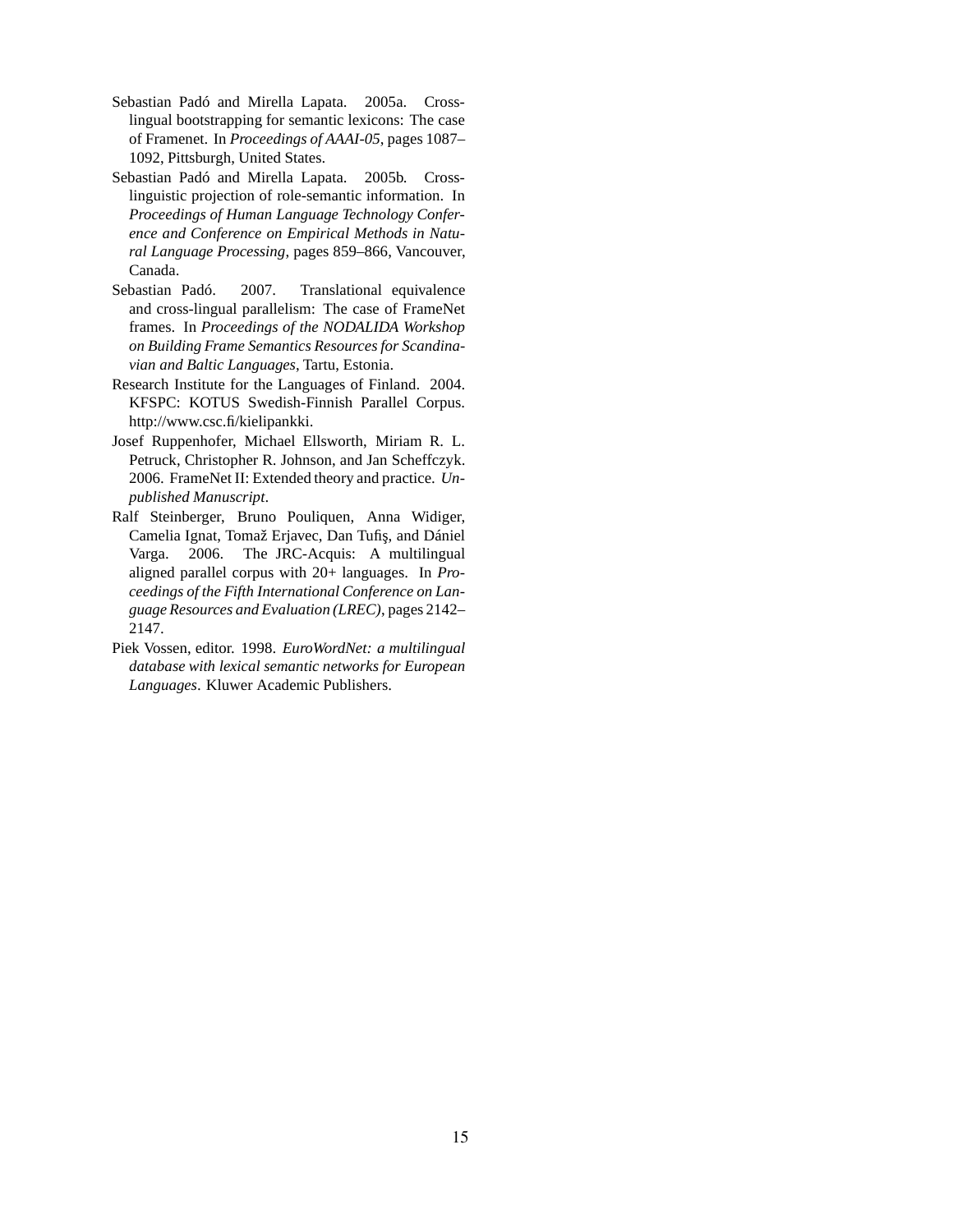Sebastian Padó and Mirella Lapata. 2005a. Cross-lingual bootstrapping for semantic lexicons: The case of Framenet. In *Proceedings of AAAI-05*, pages 1087–1092, Pittsburgh, United States.

Sebastian Padó and Mirella Lapata. 2005b. Cross-linguistic projection of role-semantic information. In *Proceedings of Human Language Technology Conference and Conference on Empirical Methods in Natural Language Processing*, pages 859–866, Vancouver, Canada.

Sebastian Padó. 2007. Translational equivalence and cross-lingual parallelism: The case of FrameNet frames. In *Proceedings of the NODALIDA Workshop on Building Frame Semantics Resources for Scandinavian and Baltic Languages*, Tartu, Estonia.

Research Institute for the Languages of Finland. 2004. KFSPC: KOTUS Swedish-Finnish Parallel Corpus. http://www.csc.fi/kielipankki.

Josef Ruppenhofer, Michael Ellsworth, Miriam R. L. Petruck, Christopher R. Johnson, and Jan Scheffczyk. 2006. FrameNet II: Extended theory and practice. *Unpublished Manuscript*.

Ralf Steinberger, Bruno Pouliquen, Anna Widiger, Camelia Ignat, Tomaž Erjavec, Dan Tufiş, and Dániel Varga. 2006. The JRC-Acquis: A multilingual aligned parallel corpus with 20+ languages. In *Proceedings of the Fifth International Conference on Language Resources and Evaluation (LREC)*, pages 2142–2147.

Piek Vossen, editor. 1998. *EuroWordNet: a multilingual database with lexical semantic networks for European Languages*. Kluwer Academic Publishers.